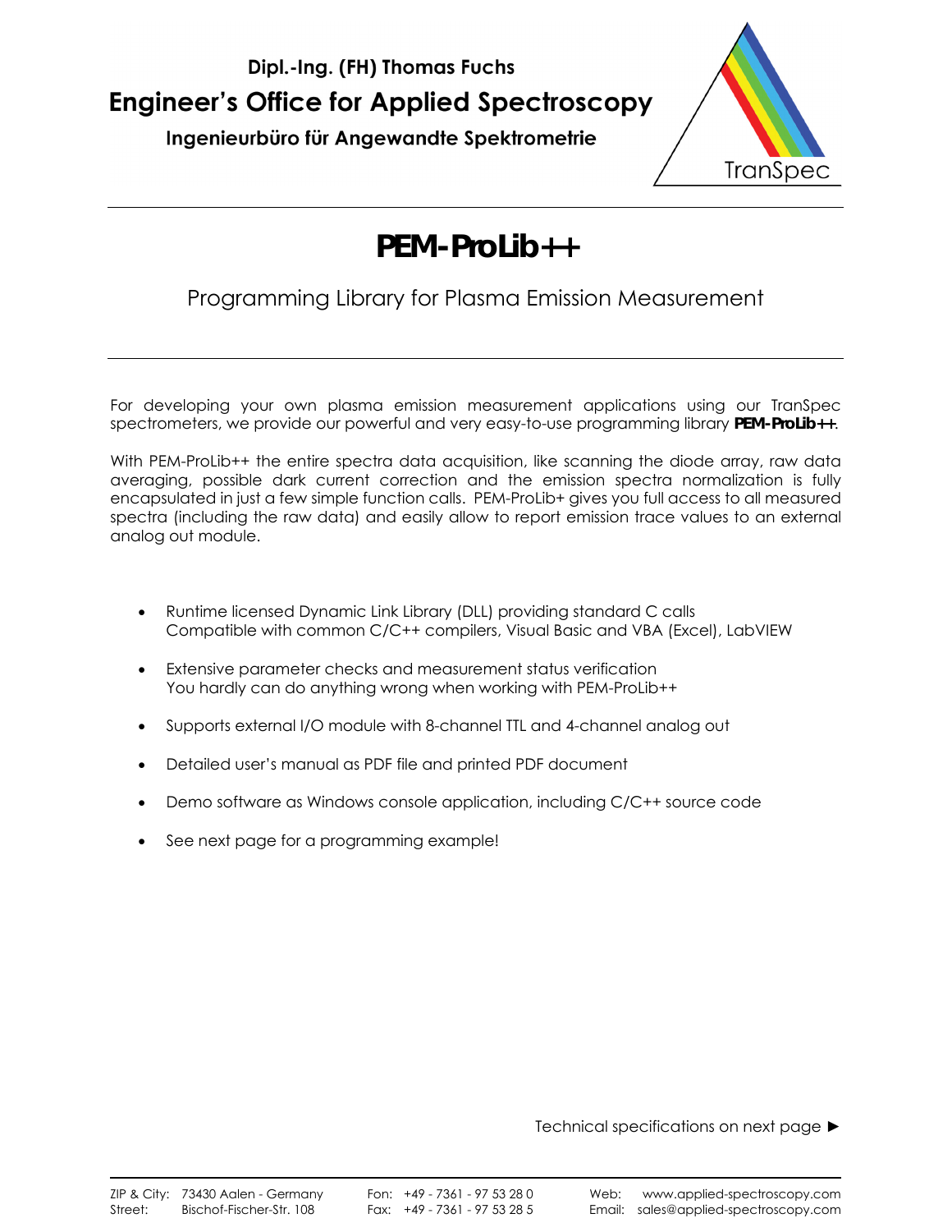Dipl.-Ing. (FH) Thomas Fuchs

**Engineer's Office for Applied Spectroscopy**

**Ingenieurbüro für Angewandte Spektrometrie**

TranSpec

# PEM-ProLib++

Programming Library for Plasma Emission Measurement

For developing your own plasma emission measurement applications using our TranSpec spectrometers, we provide our powerful and very easy-to-use programming library **PEM-ProLib++**.

With PEM-ProLib++ the entire spectra data acquisition, like scanning the diode array, raw data averaging, possible dark current correction and the emission spectra normalization is fully encapsulated in just a few simple function calls. PEM-ProLib+ gives you full access to all measured spectra (including the raw data) and easily allow to report emission trace values to an external analog out module.

- Runtime licensed Dynamic Link Library (DLL) providing standard C calls
  Compatible with common C/C++ compilers, Visual Basic and VBA (Excel), LabVIEW
- Extensive parameter checks and measurement status verification
  You hardly can do anything wrong when working with PEM-ProLib++
- Supports external I/O module with 8-channel TTL and 4-channel analog out
- Detailed user's manual as PDF file and printed PDF document
- Demo software as Windows console application, including C/C++ source code
- See next page for a programming example!

Technical specifications on next page ►

ZIP & City: 73430 Aalen - Germany
Street: Bischof-Fischer-Str. 108

Fon: +49 - 7361 - 97 53 28 0
Fax: +49 - 7361 - 97 53 28 5

Web: www.applied-spectroscopy.com
Email: sales@applied-spectroscopy.com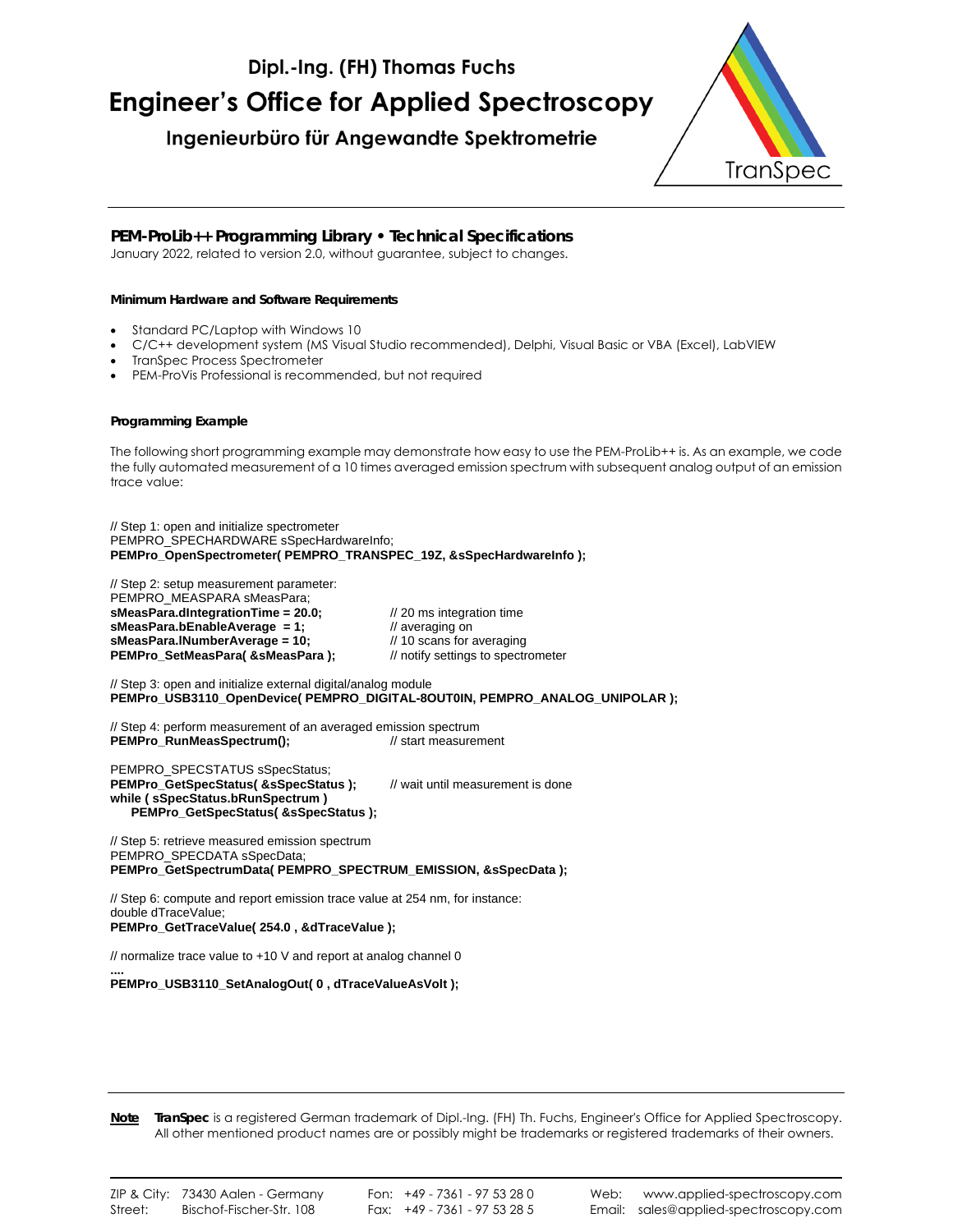**Dipl.-Ing. (FH) Thomas Fuchs**

# Engineer's Office for Applied Spectroscopy

**Ingenieurbüro für Angewandte Spektrometrie**

TranSpec

## PEM-ProLib++ Programming Library • Technical Specifications

January 2022, related to version 2.0, without guarantee, subject to changes.

### Minimum Hardware and Software Requirements

- Standard PC/Laptop with Windows 10
- C/C++ development system (MS Visual Studio recommended), Delphi, Visual Basic or VBA (Excel), LabVIEW
- TranSpec Process Spectrometer
- PEM-ProVis Professional is recommended, but not required

### Programming Example

The following short programming example may demonstrate how easy to use the PEM-ProLib++ is. As an example, we code the fully automated measurement of a 10 times averaged emission spectrum with subsequent analog output of an emission trace value:

```
// Step 1: open and initialize spectrometer
PEMPRO_SPECHARDWARE sSpecHardwareInfo;
PEMPro_OpenSpectrometer( PEMPRO_TRANSPEC_19Z, &sSpecHardwareInfo );

// Step 2: setup measurement parameter:
PEMPRO_MEASPARA sMeasPara;
sMeasPara.dIntegrationTime = 20.0;          // 20 ms integration time
sMeasPara.bEnableAverage  = 1;              // averaging on
sMeasPara.lNumberAverage = 10;              // 10 scans for averaging
PEMPro_SetMeasPara( &sMeasPara );           // notify settings to spectrometer

// Step 3: open and initialize external digital/analog module
PEMPro_USB3110_OpenDevice( PEMPRO_DIGITAL-8OUT0IN, PEMPRO_ANALOG_UNIPOLAR );

// Step 4: perform measurement of an averaged emission spectrum
PEMPro_RunMeasSpectrum();                   // start measurement

PEMPRO_SPECSTATUS sSpecStatus;
PEMPro_GetSpecStatus( &sSpecStatus );       // wait until measurement is done
while ( sSpecStatus.bRunSpectrum )
    PEMPro_GetSpecStatus( &sSpecStatus );

// Step 5: retrieve measured emission spectrum
PEMPRO_SPECDATA sSpecData;
PEMPro_GetSpectrumData( PEMPRO_SPECTRUM_EMISSION, &sSpecData );

// Step 6: compute and report emission trace value at 254 nm, for instance:
double dTraceValue;
PEMPro_GetTraceValue( 254.0 , &dTraceValue );

// normalize trace value to +10 V and report at analog channel 0
....
PEMPro_USB3110_SetAnalogOut( 0 , dTraceValueAsVolt );
```

**Note** **TranSpec** is a registered German trademark of Dipl.-Ing. (FH) Th. Fuchs, Engineer's Office for Applied Spectroscopy. All other mentioned product names are or possibly might be trademarks or registered trademarks of their owners.

ZIP & City: 73430 Aalen - Germany
Street: Bischof-Fischer-Str. 108
Fon: +49 - 7361 - 97 53 28 0
Fax: +49 - 7361 - 97 53 28 5
Web: www.applied-spectroscopy.com
Email: sales@applied-spectroscopy.com